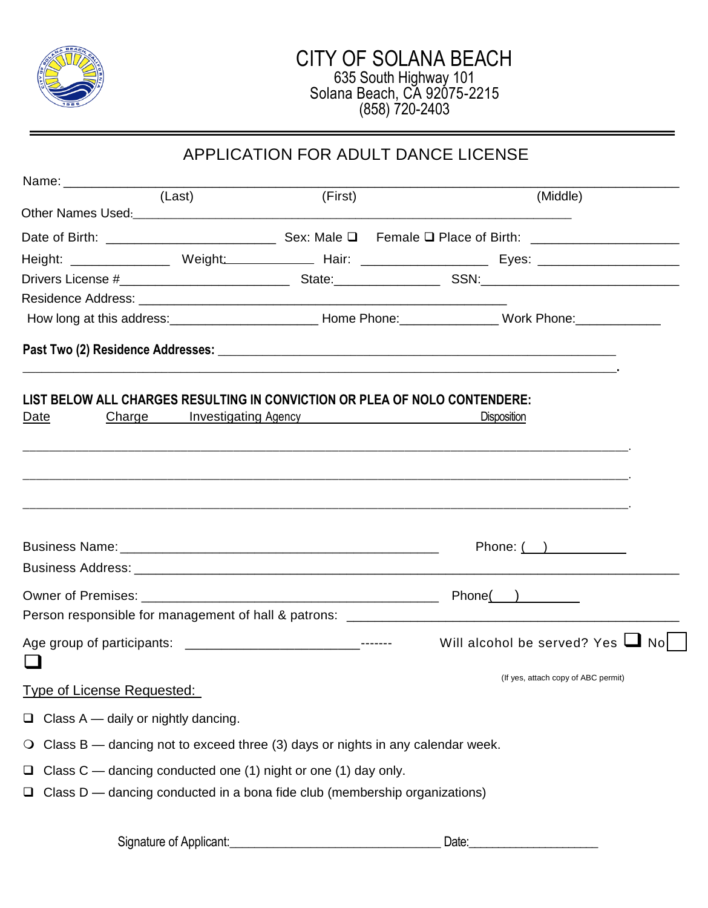# CITY OF SOLANA BEACH

635 South Highway 101
Solana Beach, CA 92075-2215
(858) 720-2403

## APPLICATION FOR ADULT DANCE LICENSE

Name: ______________________________________________________________________________
(Last) (First) (Middle)

Other Names Used:_______________________________________________________________

Date of Birth: _______________________ Sex: Male ❑ Female ❑ Place of Birth: ____________________

Height: _____________ Weight:____________ Hair: _________________ Eyes: ___________________

Drivers License #_______________________ State:______________ SSN:___________________________

Residence Address: ____________________________________________________

How long at this address:____________________ Home Phone:_____________ Work Phone:___________

**Past Two (2) Residence Addresses:** ______________________________________________________

______________________________________________________________________________.

**LIST BELOW ALL CHARGES RESULTING IN CONVICTION OR PLEA OF NOLO CONTENDERE:**

Date Charge Investigating Agency Disposition

______________________________________________________________________________.

______________________________________________________________________________.

______________________________________________________________________________.

Business Name:______________________________________________ Phone: ( )___________

Business Address: _____________________________________________________________________

Owner of Premises: __________________________________________ Phone( )_________

Person responsible for management of hall & patrons: ____________________________________________

Age group of participants: _______________________------- Will alcohol be served? Yes ❑ No ❑

(If yes, attach copy of ABC permit)

Type of License Requested:

- ❑ Class A — daily or nightly dancing.
- ❍ Class B — dancing not to exceed three (3) days or nights in any calendar week.
- ❑ Class C — dancing conducted one (1) night or one (1) day only.
- ❑ Class D — dancing conducted in a bona fide club (membership organizations)

Signature of Applicant:________________________________ Date:____________________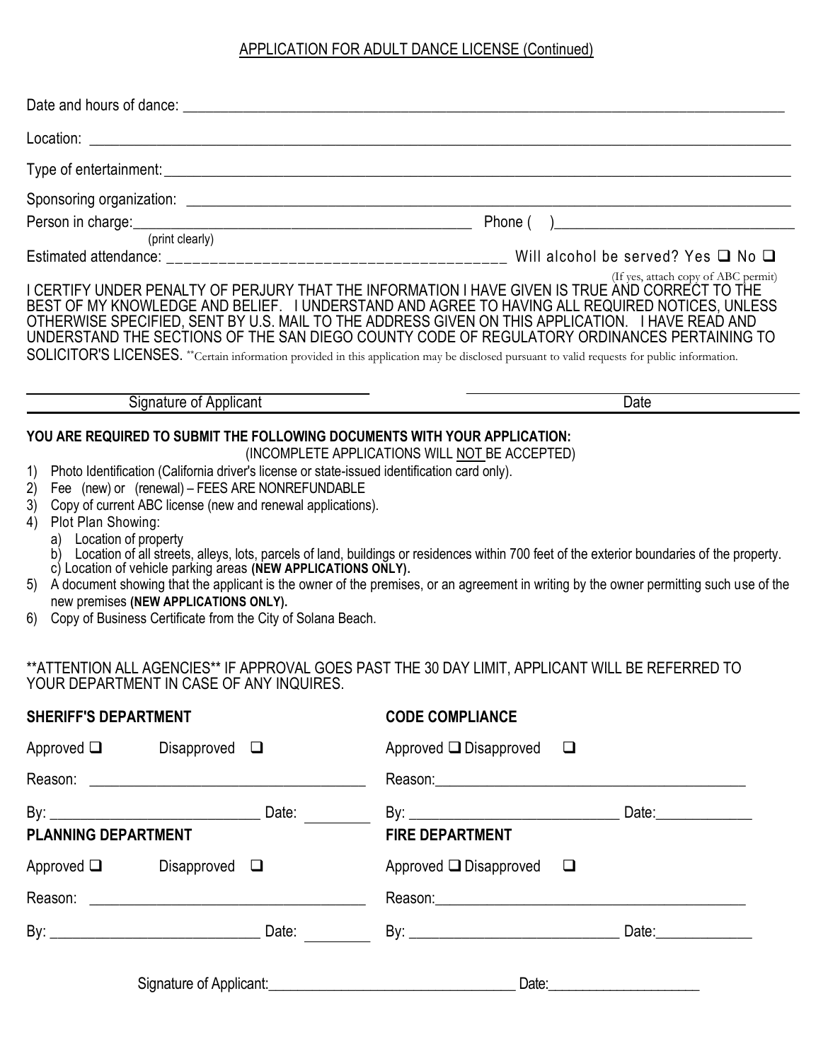APPLICATION FOR ADULT DANCE LICENSE (Continued)

Date and hours of dance: ______________________________________________

Location: ______________________________________________

Type of entertainment: ______________________________________________

Sponsoring organization: ______________________________________________

Person in charge: ______________________________ Phone ( ) ______________________
(print clearly)

Estimated attendance: ______________________________ Will alcohol be served? Yes ❑ No ❑
(If yes, attach copy of ABC permit)

I CERTIFY UNDER PENALTY OF PERJURY THAT THE INFORMATION I HAVE GIVEN IS TRUE AND CORRECT TO THE BEST OF MY KNOWLEDGE AND BELIEF. I UNDERSTAND AND AGREE TO HAVING ALL REQUIRED NOTICES, UNLESS OTHERWISE SPECIFIED, SENT BY U.S. MAIL TO THE ADDRESS GIVEN ON THIS APPLICATION. I HAVE READ AND UNDERSTAND THE SECTIONS OF THE SAN DIEGO COUNTY CODE OF REGULATORY ORDINANCES PERTAINING TO SOLICITOR'S LICENSES. **Certain information provided in this application may be disclosed pursuant to valid requests for public information.

______________________________ ______________________________
Signature of Applicant Date

**YOU ARE REQUIRED TO SUBMIT THE FOLLOWING DOCUMENTS WITH YOUR APPLICATION:**
(INCOMPLETE APPLICATIONS WILL NOT BE ACCEPTED)

1) Photo Identification (California driver's license or state-issued identification card only).
2) Fee (new) or (renewal) – FEES ARE NONREFUNDABLE
3) Copy of current ABC license (new and renewal applications).
4) Plot Plan Showing:
   a) Location of property
   b) Location of all streets, alleys, lots, parcels of land, buildings or residences within 700 feet of the exterior boundaries of the property.
   c) Location of vehicle parking areas **(NEW APPLICATIONS ONLY).**
5) A document showing that the applicant is the owner of the premises, or an agreement in writing by the owner permitting such use of the new premises **(NEW APPLICATIONS ONLY).**
6) Copy of Business Certificate from the City of Solana Beach.

**ATTENTION ALL AGENCIES** IF APPROVAL GOES PAST THE 30 DAY LIMIT, APPLICANT WILL BE REFERRED TO YOUR DEPARTMENT IN CASE OF ANY INQUIRES.

**SHERIFF'S DEPARTMENT**

Approved ❑ Disapproved ❑

Reason: ______________________________

By: ______________________ Date: ________

**CODE COMPLIANCE**

Approved ❑ Disapproved ❑

Reason: ______________________________

By: ______________________ Date: ________

**PLANNING DEPARTMENT**

Approved ❑ Disapproved ❑

Reason: ______________________________

By: ______________________ Date: ________

**FIRE DEPARTMENT**

Approved ❑ Disapproved ❑

Reason: ______________________________

By: ______________________ Date: ________

Signature of Applicant: ______________________________ Date: ________________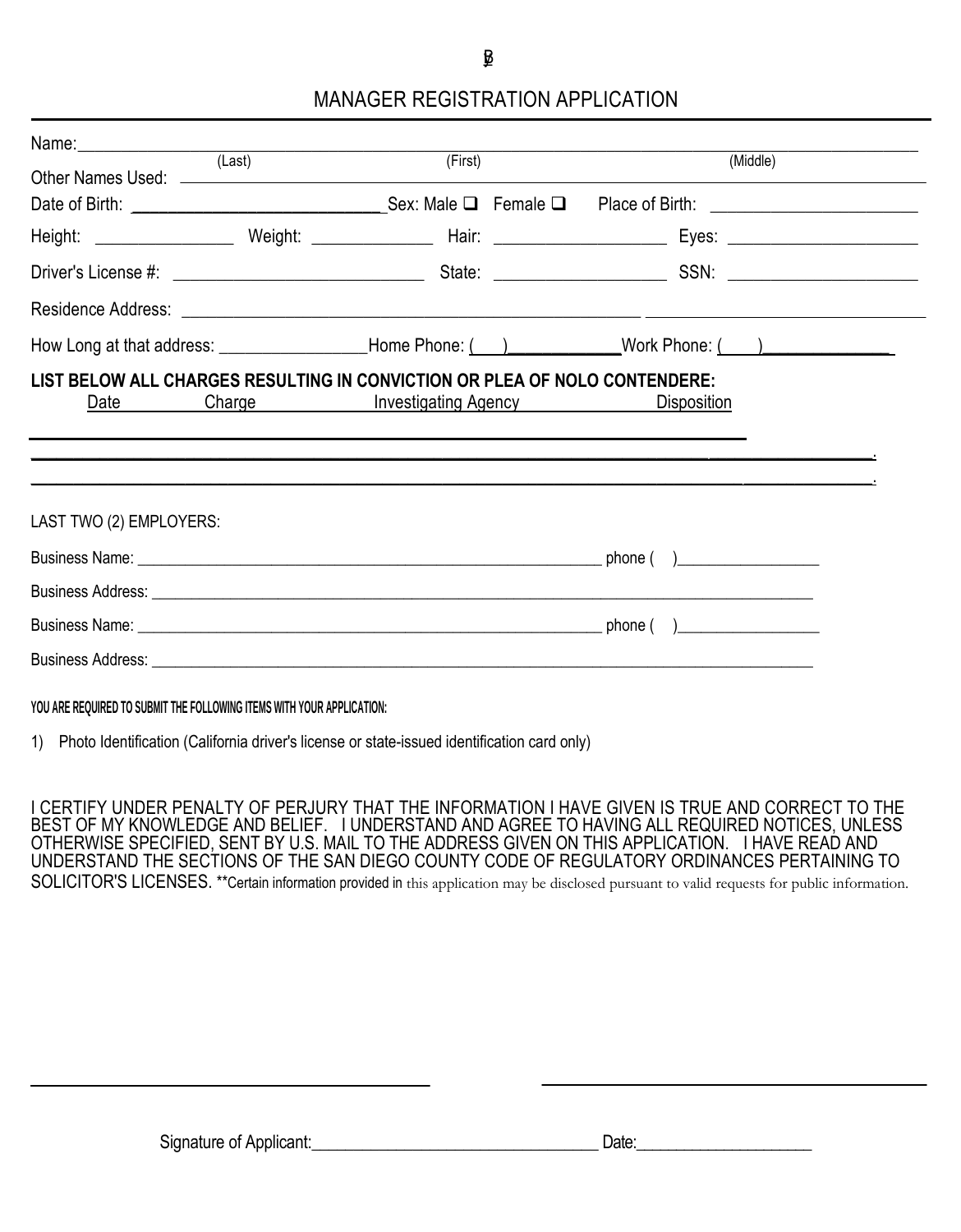B

# MANAGER REGISTRATION APPLICATION

Name:______________________________________________________________________________
(Last) (First) (Middle)

Other Names Used: ___________________________________________________________________

Date of Birth: ____________________________ Sex: Male ❑ Female ❑ Place of Birth: ______________________

Height: _______________ Weight: ______________ Hair: ___________________ Eyes: _____________________

Driver's License #: ___________________________ State: ___________________ SSN: _____________________

Residence Address: ____________________________________________________________________________

How Long at that address: ________________ Home Phone: ( ) ____________ Work Phone: ( ) ______________

**LIST BELOW ALL CHARGES RESULTING IN CONVICTION OR PLEA OF NOLO CONTENDERE:**

| Date | Charge | Investigating Agency | Disposition |
|---|---|---|---|
| | | | |
| | | | |
| | | | |

LAST TWO (2) EMPLOYERS:

Business Name: ___________________________________________________________ phone ( )_________________

Business Address: ___________________________________________________________________________

Business Name: ___________________________________________________________ phone ( )_________________

Business Address: ___________________________________________________________________________

**YOU ARE REQUIRED TO SUBMIT THE FOLLOWING ITEMS WITH YOUR APPLICATION:**

1) Photo Identification (California driver's license or state-issued identification card only)

I CERTIFY UNDER PENALTY OF PERJURY THAT THE INFORMATION I HAVE GIVEN IS TRUE AND CORRECT TO THE BEST OF MY KNOWLEDGE AND BELIEF. I UNDERSTAND AND AGREE TO HAVING ALL REQUIRED NOTICES, UNLESS OTHERWISE SPECIFIED, SENT BY U.S. MAIL TO THE ADDRESS GIVEN ON THIS APPLICATION. I HAVE READ AND UNDERSTAND THE SECTIONS OF THE SAN DIEGO COUNTY CODE OF REGULATORY ORDINANCES PERTAINING TO SOLICITOR'S LICENSES. **Certain information provided in this application may be disclosed pursuant to valid requests for public information.

Signature of Applicant:_________________________________ Date:____________________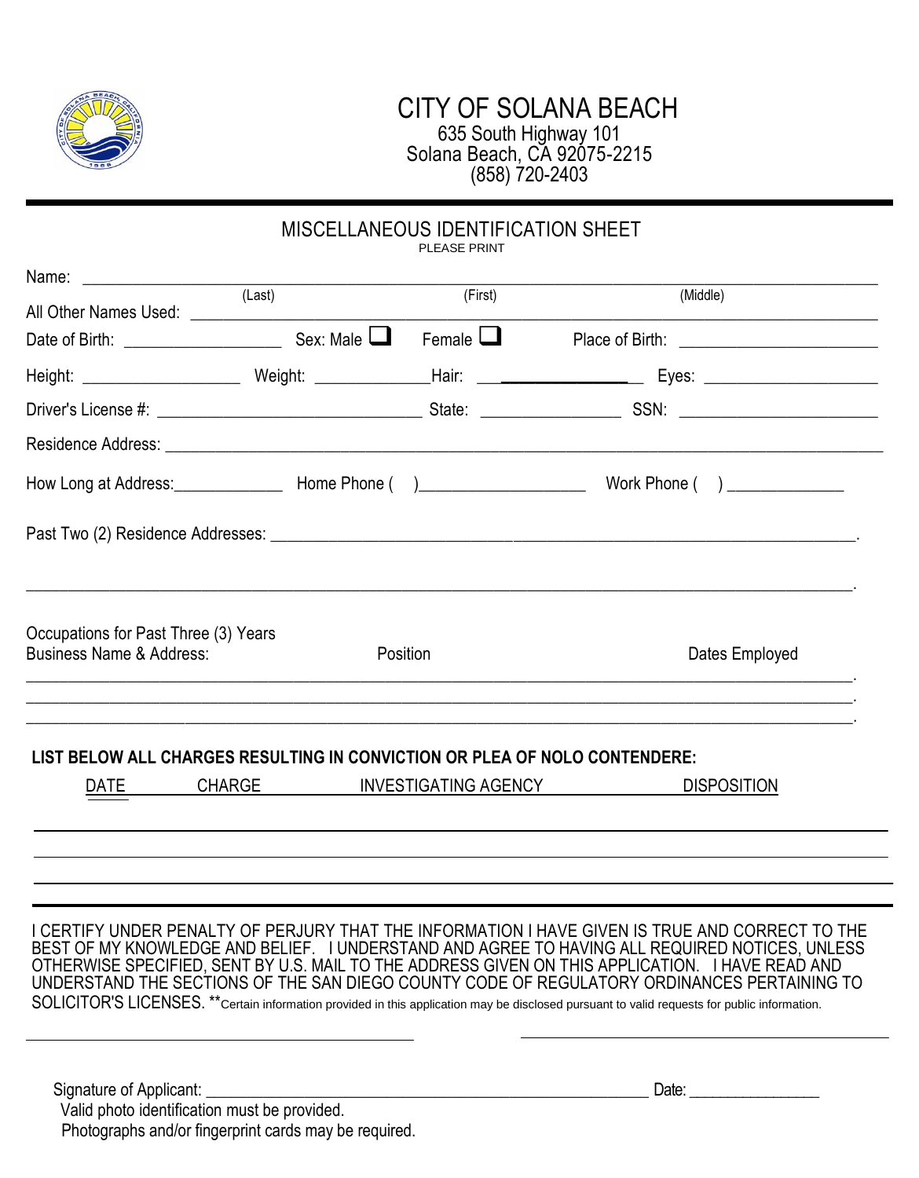# CITY OF SOLANA BEACH

635 South Highway 101
Solana Beach, CA 92075-2215
(858) 720-2403

## MISCELLANEOUS IDENTIFICATION SHEET

PLEASE PRINT

Name: ____________________________________________________________
(Last) (First) (Middle)

All Other Names Used: ____________________________________________________________

Date of Birth: __________________ Sex: Male ☐ Female ☐ Place of Birth: ______________________

Height: __________________ Weight: _____________ Hair: ________________ Eyes: ___________________

Driver's License #: ______________________________ State: ________________ SSN: ______________________

Residence Address: ____________________________________________________________

How Long at Address: _____________ Home Phone ( ) ___________________ Work Phone ( ) _____________

Past Two (2) Residence Addresses: ____________________________________________________________.

____________________________________________________________.

Occupations for Past Three (3) Years

| Business Name & Address: | Position | Dates Employed |
|---|---|---|
| | | |
| | | |
| | | |

**LIST BELOW ALL CHARGES RESULTING IN CONVICTION OR PLEA OF NOLO CONTENDERE:**

| DATE | CHARGE | INVESTIGATING AGENCY | DISPOSITION |
|---|---|---|---|
| | | | |
| | | | |
| | | | |

I CERTIFY UNDER PENALTY OF PERJURY THAT THE INFORMATION I HAVE GIVEN IS TRUE AND CORRECT TO THE BEST OF MY KNOWLEDGE AND BELIEF. I UNDERSTAND AND AGREE TO HAVING ALL REQUIRED NOTICES, UNLESS OTHERWISE SPECIFIED, SENT BY U.S. MAIL TO THE ADDRESS GIVEN ON THIS APPLICATION. I HAVE READ AND UNDERSTAND THE SECTIONS OF THE SAN DIEGO COUNTY CODE OF REGULATORY ORDINANCES PERTAINING TO SOLICITOR'S LICENSES. **Certain information provided in this application may be disclosed pursuant to valid requests for public information.

Signature of Applicant: ______________________________________________ Date: ________________

Valid photo identification must be provided.
Photographs and/or fingerprint cards may be required.